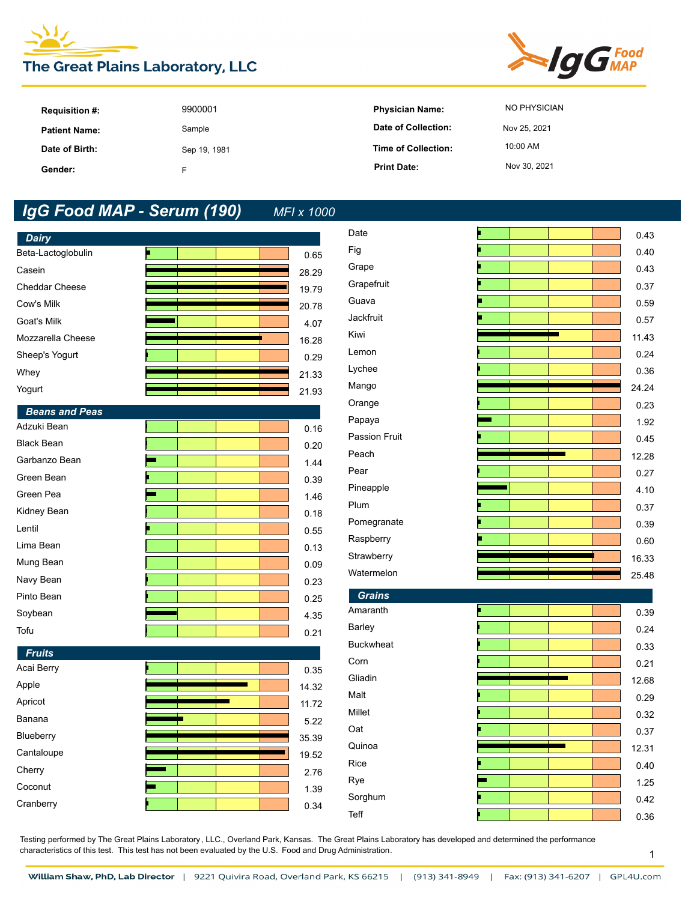# The Great Plains Laboratory, LLC

IgG Food MAP

| | | | |
|---|---|---|---|
| **Requisition #:** | 9900001 | **Physician Name:** | NO PHYSICIAN |
| **Patient Name:** | Sample | **Date of Collection:** | Nov 25, 2021 |
| **Date of Birth:** | Sep 19, 1981 | **Time of Collection:** | 10:00 AM |
| **Gender:** | F | **Print Date:** | Nov 30, 2021 |

## IgG Food MAP - Serum (190) *MFI x 1000*

### Dairy

| Food | Result |
|---|---|
| Beta-Lactoglobulin | 0.65 |
| Casein | 28.29 |
| Cheddar Cheese | 19.79 |
| Cow's Milk | 20.78 |
| Goat's Milk | 4.07 |
| Mozzarella Cheese | 16.28 |
| Sheep's Yogurt | 0.29 |
| Whey | 21.33 |
| Yogurt | 21.93 |

### Beans and Peas

| Food | Result |
|---|---|
| Adzuki Bean | 0.16 |
| Black Bean | 0.20 |
| Garbanzo Bean | 1.44 |
| Green Bean | 0.39 |
| Green Pea | 1.46 |
| Kidney Bean | 0.18 |
| Lentil | 0.55 |
| Lima Bean | 0.13 |
| Mung Bean | 0.09 |
| Navy Bean | 0.23 |
| Pinto Bean | 0.25 |
| Soybean | 4.35 |
| Tofu | 0.21 |

### Fruits

| Food | Result |
|---|---|
| Acai Berry | 0.35 |
| Apple | 14.32 |
| Apricot | 11.72 |
| Banana | 5.22 |
| Blueberry | 35.39 |
| Cantaloupe | 19.52 |
| Cherry | 2.76 |
| Coconut | 1.39 |
| Cranberry | 0.34 |
| Date | 0.43 |
| Fig | 0.40 |
| Grape | 0.43 |
| Grapefruit | 0.37 |
| Guava | 0.59 |
| Jackfruit | 0.57 |
| Kiwi | 11.43 |
| Lemon | 0.24 |
| Lychee | 0.36 |
| Mango | 24.24 |
| Orange | 0.23 |
| Papaya | 1.92 |
| Passion Fruit | 0.45 |
| Peach | 12.28 |
| Pear | 0.27 |
| Pineapple | 4.10 |
| Plum | 0.37 |
| Pomegranate | 0.39 |
| Raspberry | 0.60 |
| Strawberry | 16.33 |
| Watermelon | 25.48 |

### Grains

| Food | Result |
|---|---|
| Amaranth | 0.39 |
| Barley | 0.24 |
| Buckwheat | 0.33 |
| Corn | 0.21 |
| Gliadin | 12.68 |
| Malt | 0.29 |
| Millet | 0.32 |
| Oat | 0.37 |
| Quinoa | 12.31 |
| Rice | 0.40 |
| Rye | 1.25 |
| Sorghum | 0.42 |
| Teff | 0.36 |

Testing performed by The Great Plains Laboratory, LLC., Overland Park, Kansas. The Great Plains Laboratory has developed and determined the performance characteristics of this test. This test has not been evaluated by the U.S. Food and Drug Administration.

William Shaw, PhD, Lab Director | 9221 Quivira Road, Overland Park, KS 66215 | (913) 341-8949 | Fax: (913) 341-6207 | GPL4U.com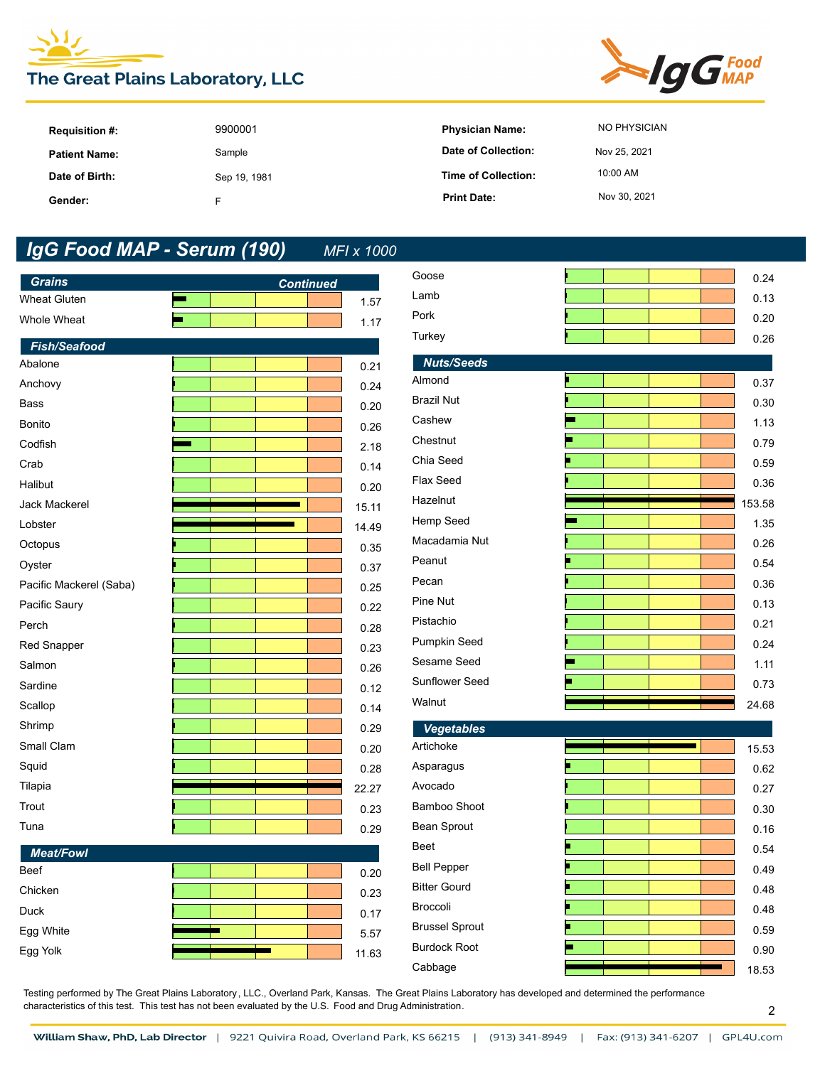# The Great Plains Laboratory, LLC

## IgG Food MAP

| | | | |
|---|---|---|---|
| **Requisition #:** | 9900001 | **Physician Name:** | NO PHYSICIAN |
| **Patient Name:** | Sample | **Date of Collection:** | Nov 25, 2021 |
| **Date of Birth:** | Sep 19, 1981 | **Time of Collection:** | 10:00 AM |
| **Gender:** | F | **Print Date:** | Nov 30, 2021 |

## IgG Food MAP - Serum (190) *MFI x 1000*

### Grains *Continued*

| Food | Result |
|---|---|
| Wheat Gluten | 1.57 |
| Whole Wheat | 1.17 |

### Fish/Seafood

| Food | Result |
|---|---|
| Abalone | 0.21 |
| Anchovy | 0.24 |
| Bass | 0.20 |
| Bonito | 0.26 |
| Codfish | 2.18 |
| Crab | 0.14 |
| Halibut | 0.20 |
| Jack Mackerel | 15.11 |
| Lobster | 14.49 |
| Octopus | 0.35 |
| Oyster | 0.37 |
| Pacific Mackerel (Saba) | 0.25 |
| Pacific Saury | 0.22 |
| Perch | 0.28 |
| Red Snapper | 0.23 |
| Salmon | 0.26 |
| Sardine | 0.12 |
| Scallop | 0.14 |
| Shrimp | 0.29 |
| Small Clam | 0.20 |
| Squid | 0.28 |
| Tilapia | 22.27 |
| Trout | 0.23 |
| Tuna | 0.29 |

### Meat/Fowl

| Food | Result |
|---|---|
| Beef | 0.20 |
| Chicken | 0.23 |
| Duck | 0.17 |
| Egg White | 5.57 |
| Egg Yolk | 11.63 |
| Goose | 0.24 |
| Lamb | 0.13 |
| Pork | 0.20 |
| Turkey | 0.26 |

### Nuts/Seeds

| Food | Result |
|---|---|
| Almond | 0.37 |
| Brazil Nut | 0.30 |
| Cashew | 1.13 |
| Chestnut | 0.79 |
| Chia Seed | 0.59 |
| Flax Seed | 0.36 |
| Hazelnut | 153.58 |
| Hemp Seed | 1.35 |
| Macadamia Nut | 0.26 |
| Peanut | 0.54 |
| Pecan | 0.36 |
| Pine Nut | 0.13 |
| Pistachio | 0.21 |
| Pumpkin Seed | 0.24 |
| Sesame Seed | 1.11 |
| Sunflower Seed | 0.73 |
| Walnut | 24.68 |

### Vegetables

| Food | Result |
|---|---|
| Artichoke | 15.53 |
| Asparagus | 0.62 |
| Avocado | 0.27 |
| Bamboo Shoot | 0.30 |
| Bean Sprout | 0.16 |
| Beet | 0.54 |
| Bell Pepper | 0.49 |
| Bitter Gourd | 0.48 |
| Broccoli | 0.48 |
| Brussel Sprout | 0.59 |
| Burdock Root | 0.90 |
| Cabbage | 18.53 |

Testing performed by The Great Plains Laboratory, LLC., Overland Park, Kansas. The Great Plains Laboratory has developed and determined the performance characteristics of this test. This test has not been evaluated by the U.S. Food and Drug Administration.

William Shaw, PhD, Lab Director | 9221 Quivira Road, Overland Park, KS 66215 | (913) 341-8949 | Fax: (913) 341-6207 | GPL4U.com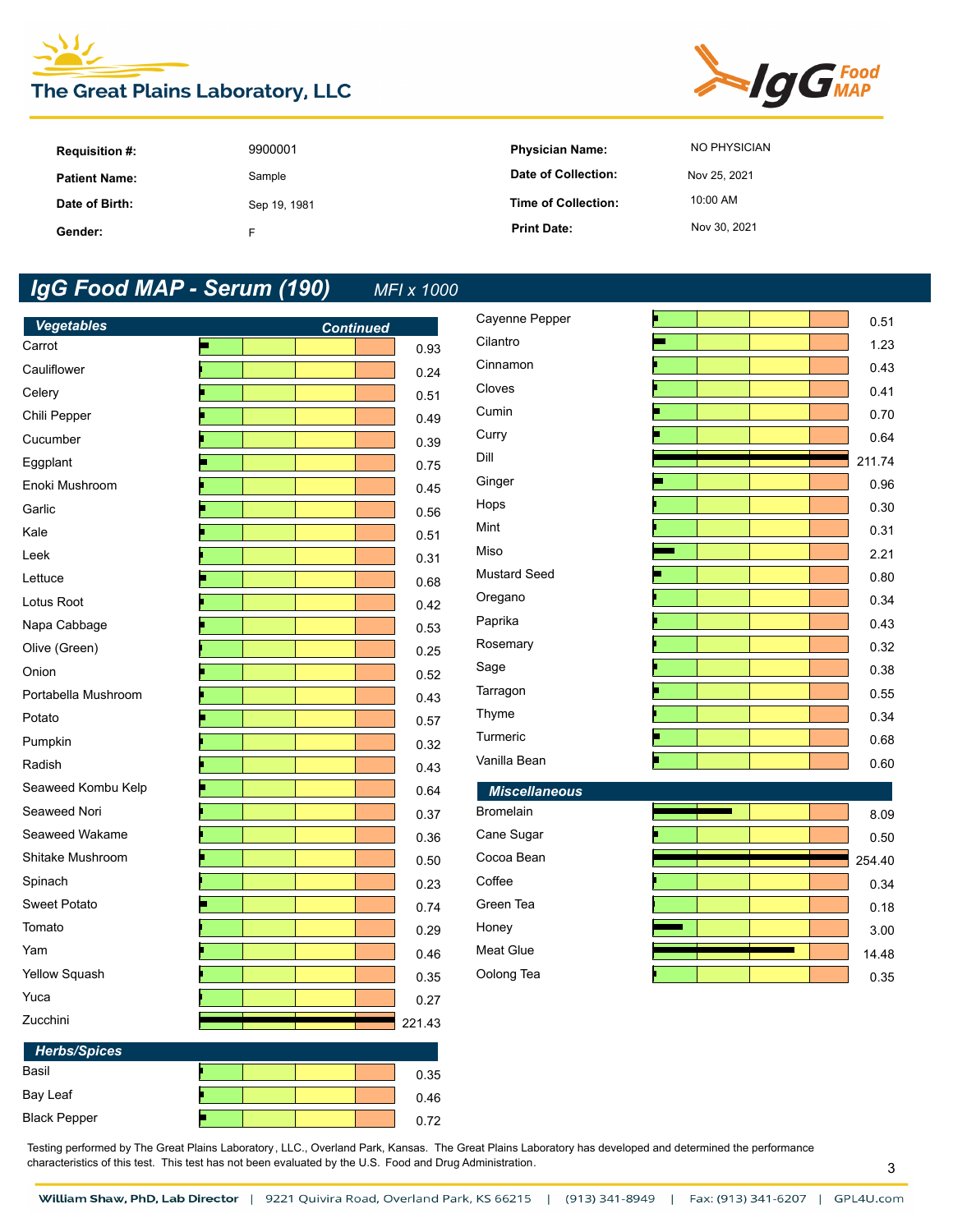The Great Plains Laboratory, LLC

IgG Food MAP

| | | | |
|---|---|---|---|
| **Requisition #:** | 9900001 | **Physician Name:** | NO PHYSICIAN |
| **Patient Name:** | Sample | **Date of Collection:** | Nov 25, 2021 |
| **Date of Birth:** | Sep 19, 1981 | **Time of Collection:** | 10:00 AM |
| **Gender:** | F | **Print Date:** | Nov 30, 2021 |

## *IgG Food MAP - Serum (190)* *MFI x 1000*

### *Vegetables* *Continued*

| Food | Value |
|---|---|
| Carrot | 0.93 |
| Cauliflower | 0.24 |
| Celery | 0.51 |
| Chili Pepper | 0.49 |
| Cucumber | 0.39 |
| Eggplant | 0.75 |
| Enoki Mushroom | 0.45 |
| Garlic | 0.56 |
| Kale | 0.51 |
| Leek | 0.31 |
| Lettuce | 0.68 |
| Lotus Root | 0.42 |
| Napa Cabbage | 0.53 |
| Olive (Green) | 0.25 |
| Onion | 0.52 |
| Portabella Mushroom | 0.43 |
| Potato | 0.57 |
| Pumpkin | 0.32 |
| Radish | 0.43 |
| Seaweed Kombu Kelp | 0.64 |
| Seaweed Nori | 0.37 |
| Seaweed Wakame | 0.36 |
| Shitake Mushroom | 0.50 |
| Spinach | 0.23 |
| Sweet Potato | 0.74 |
| Tomato | 0.29 |
| Yam | 0.46 |
| Yellow Squash | 0.35 |
| Yuca | 0.27 |
| Zucchini | 221.43 |

### *Herbs/Spices*

| Food | Value |
|---|---|
| Basil | 0.35 |
| Bay Leaf | 0.46 |
| Black Pepper | 0.72 |
| Cayenne Pepper | 0.51 |
| Cilantro | 1.23 |
| Cinnamon | 0.43 |
| Cloves | 0.41 |
| Cumin | 0.70 |
| Curry | 0.64 |
| Dill | 211.74 |
| Ginger | 0.96 |
| Hops | 0.30 |
| Mint | 0.31 |
| Miso | 2.21 |
| Mustard Seed | 0.80 |
| Oregano | 0.34 |
| Paprika | 0.43 |
| Rosemary | 0.32 |
| Sage | 0.38 |
| Tarragon | 0.55 |
| Thyme | 0.34 |
| Turmeric | 0.68 |
| Vanilla Bean | 0.60 |

### *Miscellaneous*

| Food | Value |
|---|---|
| Bromelain | 8.09 |
| Cane Sugar | 0.50 |
| Cocoa Bean | 254.40 |
| Coffee | 0.34 |
| Green Tea | 0.18 |
| Honey | 3.00 |
| Meat Glue | 14.48 |
| Oolong Tea | 0.35 |

Testing performed by The Great Plains Laboratory, LLC., Overland Park, Kansas. The Great Plains Laboratory has developed and determined the performance characteristics of this test. This test has not been evaluated by the U.S. Food and Drug Administration.

William Shaw, PhD, Lab Director | 9221 Quivira Road, Overland Park, KS 66215 | (913) 341-8949 | Fax: (913) 341-6207 | GPL4U.com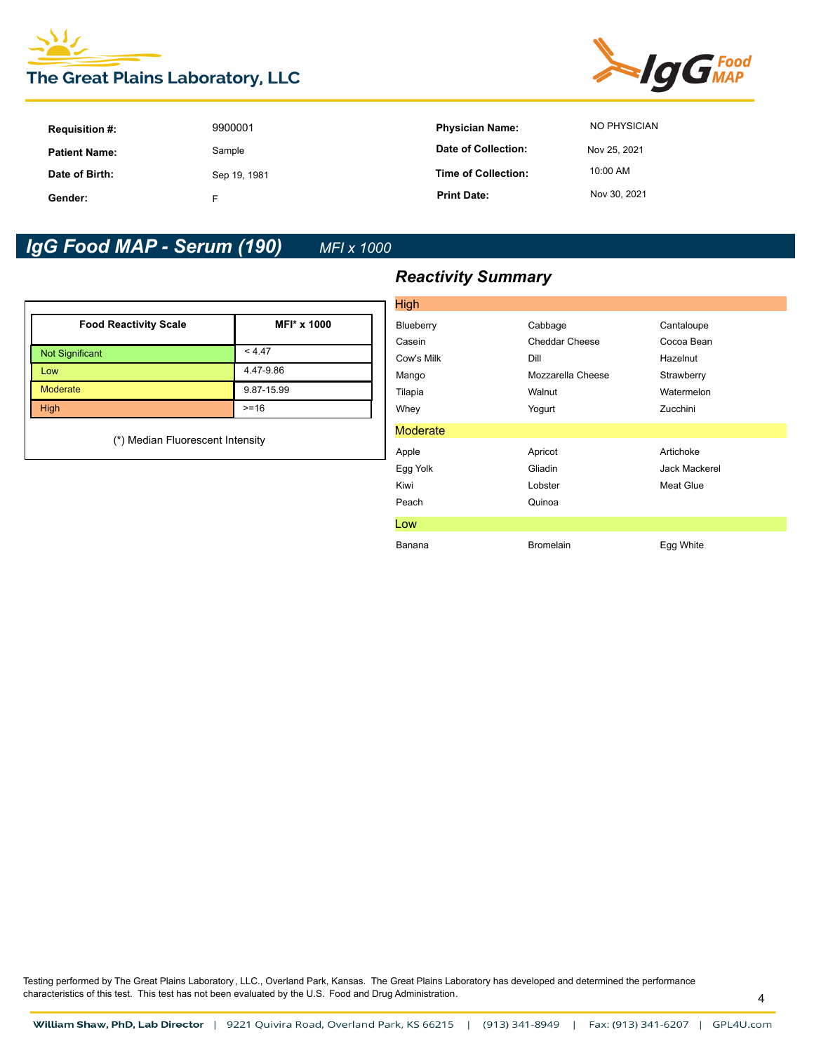# The Great Plains Laboratory, LLC

**IgG Food MAP**

| | | | |
|---|---|---|---|
| **Requisition #:** | 9900001 | **Physician Name:** | NO PHYSICIAN |
| **Patient Name:** | Sample | **Date of Collection:** | Nov 25, 2021 |
| **Date of Birth:** | Sep 19, 1981 | **Time of Collection:** | 10:00 AM |
| **Gender:** | F | **Print Date:** | Nov 30, 2021 |

## *IgG Food MAP - Serum (190)* *MFI x 1000*

| Food Reactivity Scale | MFI* x 1000 |
|---|---|
| Not Significant | < 4.47 |
| Low | 4.47-9.86 |
| Moderate | 9.87-15.99 |
| High | >=16 |

(*) Median Fluorescent Intensity

### *Reactivity Summary*

**High**

| | | |
|---|---|---|
| Blueberry | Cabbage | Cantaloupe |
| Casein | Cheddar Cheese | Cocoa Bean |
| Cow's Milk | Dill | Hazelnut |
| Mango | Mozzarella Cheese | Strawberry |
| Tilapia | Walnut | Watermelon |
| Whey | Yogurt | Zucchini |

**Moderate**

| | | |
|---|---|---|
| Apple | Apricot | Artichoke |
| Egg Yolk | Gliadin | Jack Mackerel |
| Kiwi | Lobster | Meat Glue |
| Peach | Quinoa | |

**Low**

| | | |
|---|---|---|
| Banana | Bromelain | Egg White |

Testing performed by The Great Plains Laboratory, LLC., Overland Park, Kansas. The Great Plains Laboratory has developed and determined the performance characteristics of this test. This test has not been evaluated by the U.S. Food and Drug Administration.

William Shaw, PhD, Lab Director | 9221 Quivira Road, Overland Park, KS 66215 | (913) 341-8949 | Fax: (913) 341-6207 | GPL4U.com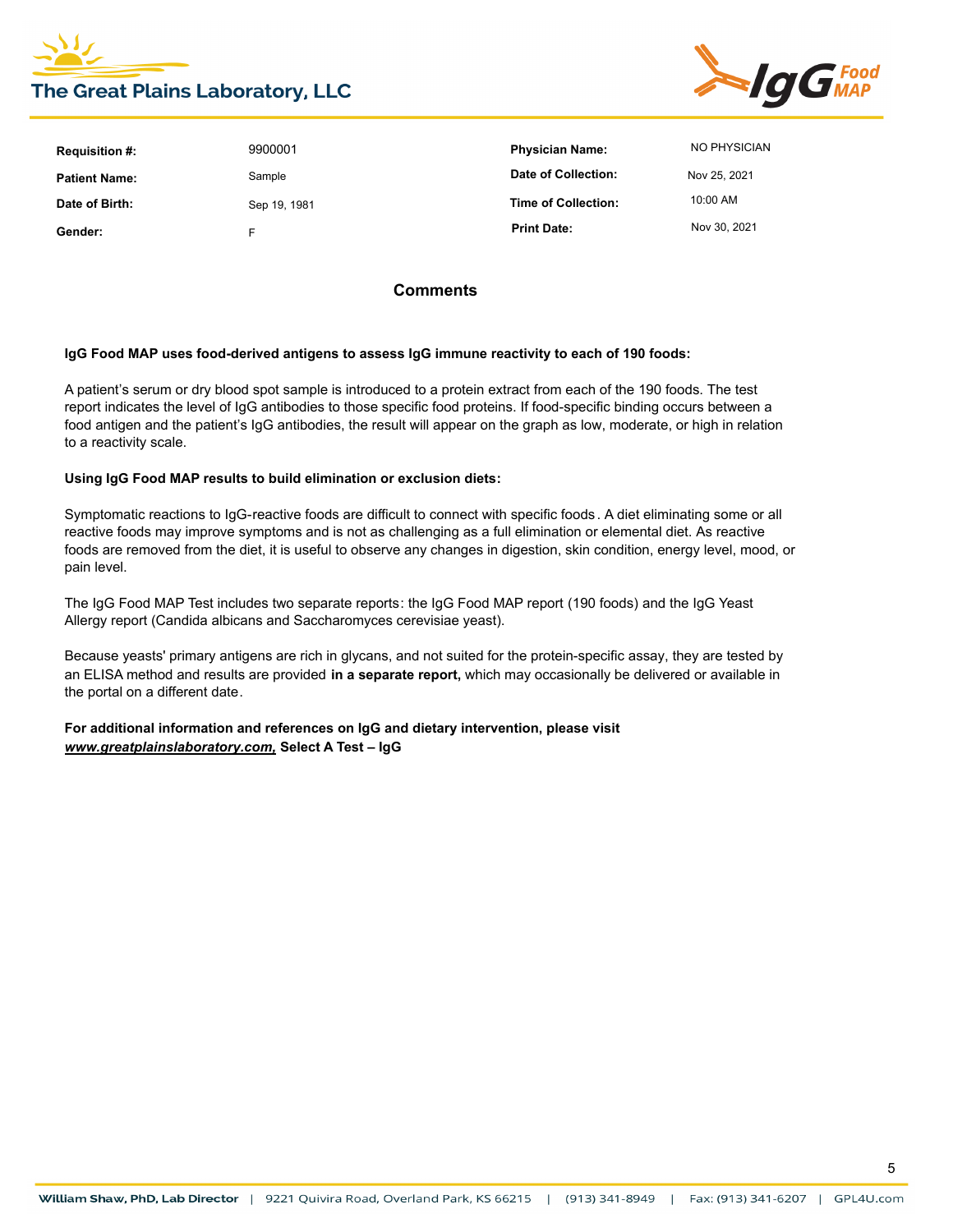| | | | |
|---|---|---|---|
| **Requisition #:** | 9900001 | **Physician Name:** | NO PHYSICIAN |
| **Patient Name:** | Sample | **Date of Collection:** | Nov 25, 2021 |
| **Date of Birth:** | Sep 19, 1981 | **Time of Collection:** | 10:00 AM |
| **Gender:** | F | **Print Date:** | Nov 30, 2021 |

## Comments

**IgG Food MAP uses food-derived antigens to assess IgG immune reactivity to each of 190 foods:**

A patient's serum or dry blood spot sample is introduced to a protein extract from each of the 190 foods. The test report indicates the level of IgG antibodies to those specific food proteins. If food-specific binding occurs between a food antigen and the patient's IgG antibodies, the result will appear on the graph as low, moderate, or high in relation to a reactivity scale.

**Using IgG Food MAP results to build elimination or exclusion diets:**

Symptomatic reactions to IgG-reactive foods are difficult to connect with specific foods. A diet eliminating some or all reactive foods may improve symptoms and is not as challenging as a full elimination or elemental diet. As reactive foods are removed from the diet, it is useful to observe any changes in digestion, skin condition, energy level, mood, or pain level.

The IgG Food MAP Test includes two separate reports: the IgG Food MAP report (190 foods) and the IgG Yeast Allergy report (Candida albicans and Saccharomyces cerevisiae yeast).

Because yeasts' primary antigens are rich in glycans, and not suited for the protein-specific assay, they are tested by an ELISA method and results are provided **in a separate report,** which may occasionally be delivered or available in the portal on a different date.

**For additional information and references on IgG and dietary intervention, please visit *www.greatplainslaboratory.com,* Select A Test – IgG**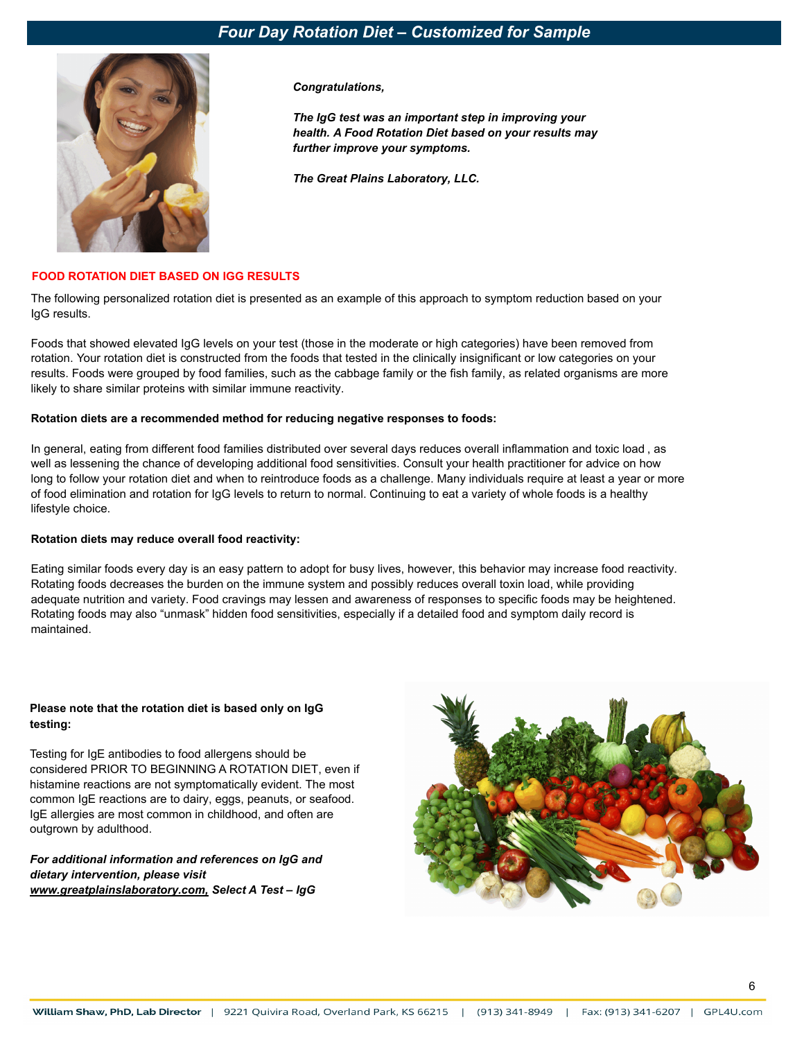# Four Day Rotation Diet – Customized for Sample

***Congratulations,***

***The IgG test was an important step in improving your health. A Food Rotation Diet based on your results may further improve your symptoms.***

***The Great Plains Laboratory, LLC.***

## FOOD ROTATION DIET BASED ON IGG RESULTS

The following personalized rotation diet is presented as an example of this approach to symptom reduction based on your IgG results.

Foods that showed elevated IgG levels on your test (those in the moderate or high categories) have been removed from rotation. Your rotation diet is constructed from the foods that tested in the clinically insignificant or low categories on your results. Foods were grouped by food families, such as the cabbage family or the fish family, as related organisms are more likely to share similar proteins with similar immune reactivity.

**Rotation diets are a recommended method for reducing negative responses to foods:**

In general, eating from different food families distributed over several days reduces overall inflammation and toxic load , as well as lessening the chance of developing additional food sensitivities. Consult your health practitioner for advice on how long to follow your rotation diet and when to reintroduce foods as a challenge. Many individuals require at least a year or more of food elimination and rotation for IgG levels to return to normal. Continuing to eat a variety of whole foods is a healthy lifestyle choice.

**Rotation diets may reduce overall food reactivity:**

Eating similar foods every day is an easy pattern to adopt for busy lives, however, this behavior may increase food reactivity. Rotating foods decreases the burden on the immune system and possibly reduces overall toxin load, while providing adequate nutrition and variety. Food cravings may lessen and awareness of responses to specific foods may be heightened. Rotating foods may also "unmask" hidden food sensitivities, especially if a detailed food and symptom daily record is maintained.

**Please note that the rotation diet is based only on IgG testing:**

Testing for IgE antibodies to food allergens should be considered PRIOR TO BEGINNING A ROTATION DIET, even if histamine reactions are not symptomatically evident. The most common IgE reactions are to dairy, eggs, peanuts, or seafood. IgE allergies are most common in childhood, and often are outgrown by adulthood.

***For additional information and references on IgG and dietary intervention, please visit [www.greatplainslaboratory.com](http://www.greatplainslaboratory.com), Select A Test – IgG***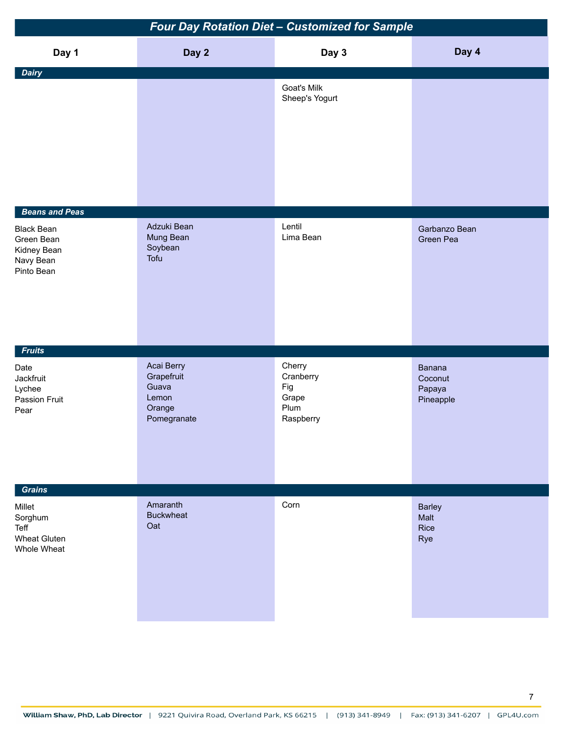# Four Day Rotation Diet – Customized for Sample

| | Day 1 | Day 2 | Day 3 | Day 4 |
|---|---|---|---|---|
| **Dairy** | | | Goat's Milk<br>Sheep's Yogurt | |
| **Beans and Peas** | Black Bean<br>Green Bean<br>Kidney Bean<br>Navy Bean<br>Pinto Bean | Adzuki Bean<br>Mung Bean<br>Soybean<br>Tofu | Lentil<br>Lima Bean | Garbanzo Bean<br>Green Pea |
| **Fruits** | Date<br>Jackfruit<br>Lychee<br>Passion Fruit<br>Pear | Acai Berry<br>Grapefruit<br>Guava<br>Lemon<br>Orange<br>Pomegranate | Cherry<br>Cranberry<br>Fig<br>Grape<br>Plum<br>Raspberry | Banana<br>Coconut<br>Papaya<br>Pineapple |
| **Grains** | Millet<br>Sorghum<br>Teff<br>Wheat Gluten<br>Whole Wheat | Amaranth<br>Buckwheat<br>Oat | Corn | Barley<br>Malt<br>Rice<br>Rye |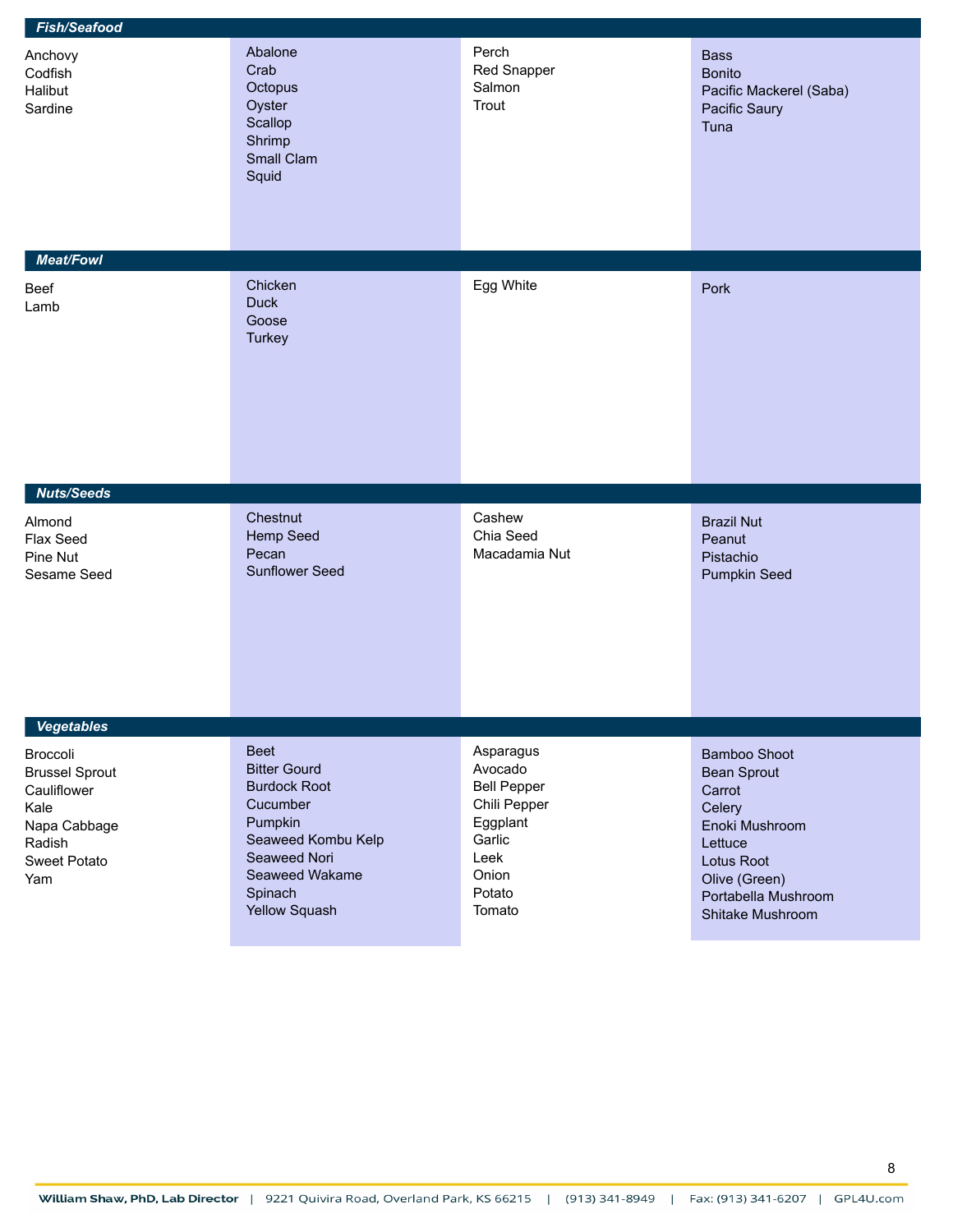| Fish/Seafood | | | |
|---|---|---|---|
| Anchovy<br>Codfish<br>Halibut<br>Sardine | Abalone<br>Crab<br>Octopus<br>Oyster<br>Scallop<br>Shrimp<br>Small Clam<br>Squid | Perch<br>Red Snapper<br>Salmon<br>Trout | Bass<br>Bonito<br>Pacific Mackerel (Saba)<br>Pacific Saury<br>Tuna |

| Meat/Fowl | | | |
|---|---|---|---|
| Beef<br>Lamb | Chicken<br>Duck<br>Goose<br>Turkey | Egg White | Pork |

| Nuts/Seeds | | | |
|---|---|---|---|
| Almond<br>Flax Seed<br>Pine Nut<br>Sesame Seed | Chestnut<br>Hemp Seed<br>Pecan<br>Sunflower Seed | Cashew<br>Chia Seed<br>Macadamia Nut | Brazil Nut<br>Peanut<br>Pistachio<br>Pumpkin Seed |

| Vegetables | | | |
|---|---|---|---|
| Broccoli<br>Brussel Sprout<br>Cauliflower<br>Kale<br>Napa Cabbage<br>Radish<br>Sweet Potato<br>Yam | Beet<br>Bitter Gourd<br>Burdock Root<br>Cucumber<br>Pumpkin<br>Seaweed Kombu Kelp<br>Seaweed Nori<br>Seaweed Wakame<br>Spinach<br>Yellow Squash | Asparagus<br>Avocado<br>Bell Pepper<br>Chili Pepper<br>Eggplant<br>Garlic<br>Leek<br>Onion<br>Potato<br>Tomato | Bamboo Shoot<br>Bean Sprout<br>Carrot<br>Celery<br>Enoki Mushroom<br>Lettuce<br>Lotus Root<br>Olive (Green)<br>Portabella Mushroom<br>Shitake Mushroom |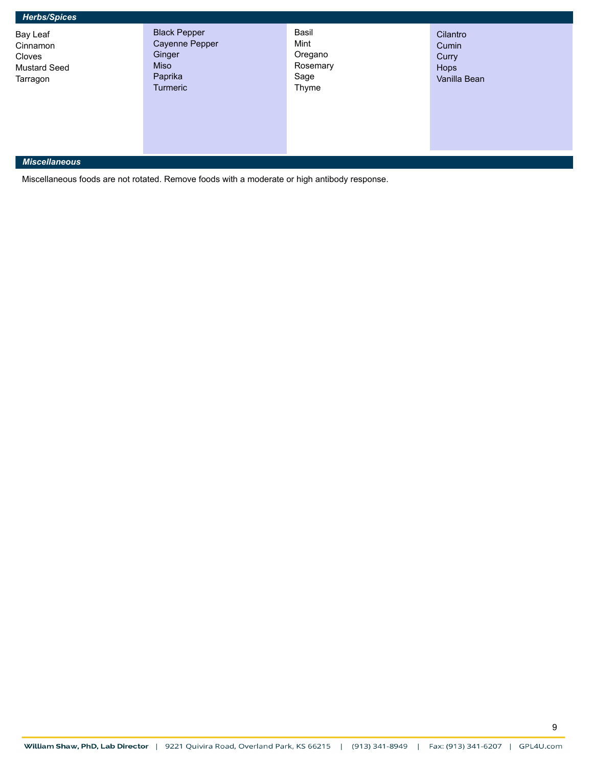### Herbs/Spices

| | | | |
|---|---|---|---|
| Bay Leaf<br>Cinnamon<br>Cloves<br>Mustard Seed<br>Tarragon | Black Pepper<br>Cayenne Pepper<br>Ginger<br>Miso<br>Paprika<br>Turmeric | Basil<br>Mint<br>Oregano<br>Rosemary<br>Sage<br>Thyme | Cilantro<br>Cumin<br>Curry<br>Hops<br>Vanilla Bean |

### Miscellaneous

Miscellaneous foods are not rotated. Remove foods with a moderate or high antibody response.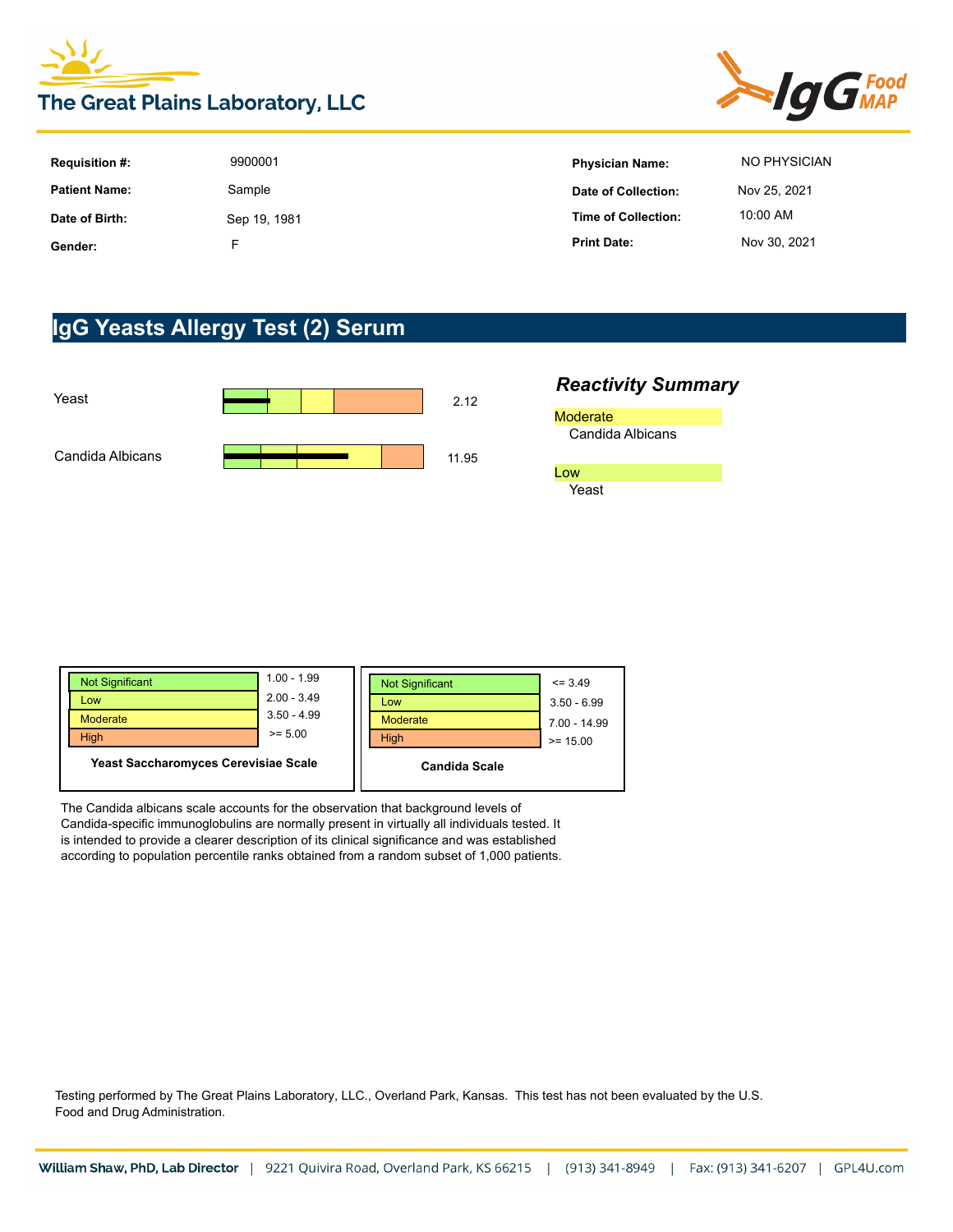# The Great Plains Laboratory, LLC

IgG Food MAP

| | | | |
|---|---|---|---|
| **Requisition #:** | 9900001 | **Physician Name:** | NO PHYSICIAN |
| **Patient Name:** | Sample | **Date of Collection:** | Nov 25, 2021 |
| **Date of Birth:** | Sep 19, 1981 | **Time of Collection:** | 10:00 AM |
| **Gender:** | F | **Print Date:** | Nov 30, 2021 |

## IgG Yeasts Allergy Test (2) Serum

| Test | Result |
|---|---|
| Yeast | 2.12 |
| Candida Albicans | 11.95 |

### *Reactivity Summary*

**Moderate**
- Candida Albicans

**Low**
- Yeast

**Yeast Saccharomyces Cerevisiae Scale**

| Level | Range |
|---|---|
| Not Significant | 1.00 - 1.99 |
| Low | 2.00 - 3.49 |
| Moderate | 3.50 - 4.99 |
| High | >= 5.00 |

**Candida Scale**

| Level | Range |
|---|---|
| Not Significant | <= 3.49 |
| Low | 3.50 - 6.99 |
| Moderate | 7.00 - 14.99 |
| High | >= 15.00 |

The Candida albicans scale accounts for the observation that background levels of Candida-specific immunoglobulins are normally present in virtually all individuals tested. It is intended to provide a clearer description of its clinical significance and was established according to population percentile ranks obtained from a random subset of 1,000 patients.

Testing performed by The Great Plains Laboratory, LLC., Overland Park, Kansas. This test has not been evaluated by the U.S. Food and Drug Administration.

**William Shaw, PhD, Lab Director** | 9221 Quivira Road, Overland Park, KS 66215 | (913) 341-8949 | Fax: (913) 341-6207 | GPL4U.com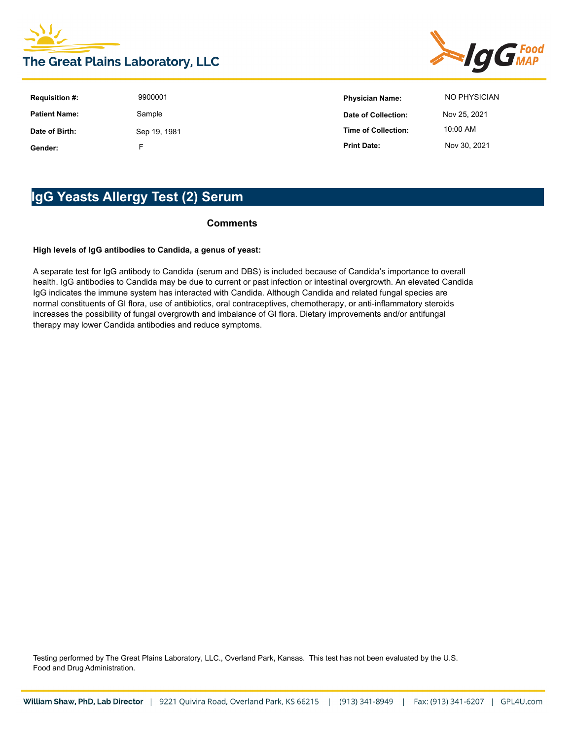The Great Plains Laboratory, LLC

IgG Food MAP

| | | | |
|---|---|---|---|
| **Requisition #:** | 9900001 | **Physician Name:** | NO PHYSICIAN |
| **Patient Name:** | Sample | **Date of Collection:** | Nov 25, 2021 |
| **Date of Birth:** | Sep 19, 1981 | **Time of Collection:** | 10:00 AM |
| **Gender:** | F | **Print Date:** | Nov 30, 2021 |

# IgG Yeasts Allergy Test (2) Serum

## Comments

**High levels of IgG antibodies to Candida, a genus of yeast:**

A separate test for IgG antibody to Candida (serum and DBS) is included because of Candida's importance to overall health. IgG antibodies to Candida may be due to current or past infection or intestinal overgrowth. An elevated Candida IgG indicates the immune system has interacted with Candida. Although Candida and related fungal species are normal constituents of GI flora, use of antibiotics, oral contraceptives, chemotherapy, or anti-inflammatory steroids increases the possibility of fungal overgrowth and imbalance of GI flora. Dietary improvements and/or antifungal therapy may lower Candida antibodies and reduce symptoms.

Testing performed by The Great Plains Laboratory, LLC., Overland Park, Kansas. This test has not been evaluated by the U.S. Food and Drug Administration.

William Shaw, PhD, Lab Director | 9221 Quivira Road, Overland Park, KS 66215 | (913) 341-8949 | Fax: (913) 341-6207 | GPL4U.com